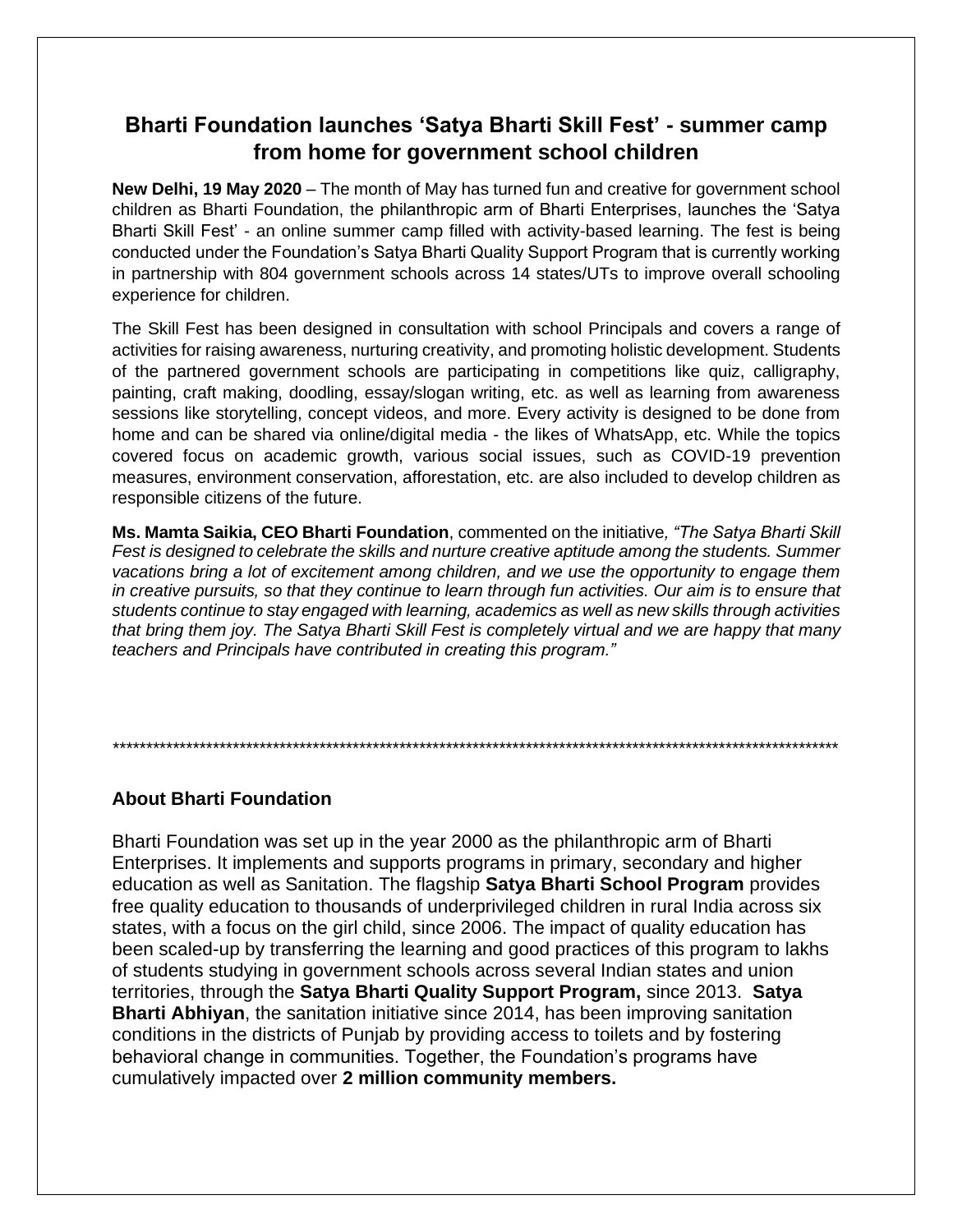# Bharti Foundation launches 'Satya Bharti Skill Fest' - summer camp from home for government school children

**New Delhi, 19 May 2020** – The month of May has turned fun and creative for government school children as Bharti Foundation, the philanthropic arm of Bharti Enterprises, launches the 'Satya Bharti Skill Fest' - an online summer camp filled with activity-based learning. The fest is being conducted under the Foundation's Satya Bharti Quality Support Program that is currently working in partnership with 804 government schools across 14 states/UTs to improve overall schooling experience for children.

The Skill Fest has been designed in consultation with school Principals and covers a range of activities for raising awareness, nurturing creativity, and promoting holistic development. Students of the partnered government schools are participating in competitions like quiz, calligraphy, painting, craft making, doodling, essay/slogan writing, etc. as well as learning from awareness sessions like storytelling, concept videos, and more. Every activity is designed to be done from home and can be shared via online/digital media - the likes of WhatsApp, etc. While the topics covered focus on academic growth, various social issues, such as COVID-19 prevention measures, environment conservation, afforestation, etc. are also included to develop children as responsible citizens of the future.

**Ms. Mamta Saikia, CEO Bharti Foundation**, commented on the initiative, *"The Satya Bharti Skill Fest is designed to celebrate the skills and nurture creative aptitude among the students. Summer vacations bring a lot of excitement among children, and we use the opportunity to engage them in creative pursuits, so that they continue to learn through fun activities. Our aim is to ensure that students continue to stay engaged with learning, academics as well as new skills through activities that bring them joy. The Satya Bharti Skill Fest is completely virtual and we are happy that many teachers and Principals have contributed in creating this program."*

*****************************************************************************************************************

## About Bharti Foundation

Bharti Foundation was set up in the year 2000 as the philanthropic arm of Bharti Enterprises. It implements and supports programs in primary, secondary and higher education as well as Sanitation. The flagship **Satya Bharti School Program** provides free quality education to thousands of underprivileged children in rural India across six states, with a focus on the girl child, since 2006. The impact of quality education has been scaled-up by transferring the learning and good practices of this program to lakhs of students studying in government schools across several Indian states and union territories, through the **Satya Bharti Quality Support Program,** since 2013. **Satya Bharti Abhiyan**, the sanitation initiative since 2014, has been improving sanitation conditions in the districts of Punjab by providing access to toilets and by fostering behavioral change in communities. Together, the Foundation's programs have cumulatively impacted over **2 million community members.**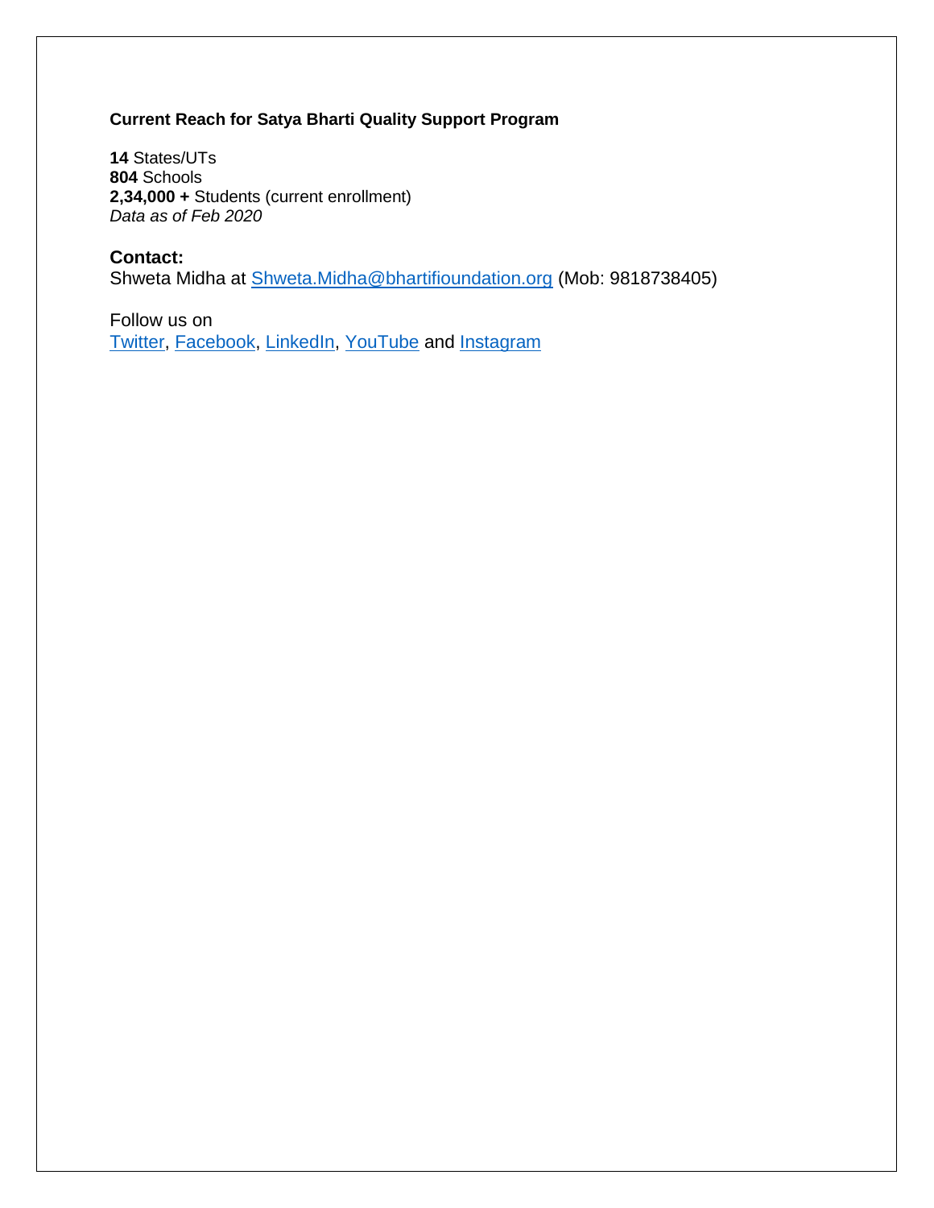**Current Reach for Satya Bharti Quality Support Program**

**14** States/UTs
**804** Schools
**2,34,000 +** Students (current enrollment)
*Data as of Feb 2020*

**Contact:**
Shweta Midha at Shweta.Midha@bhartifioundation.org (Mob: 9818738405)

Follow us on
Twitter, Facebook, LinkedIn, YouTube and Instagram